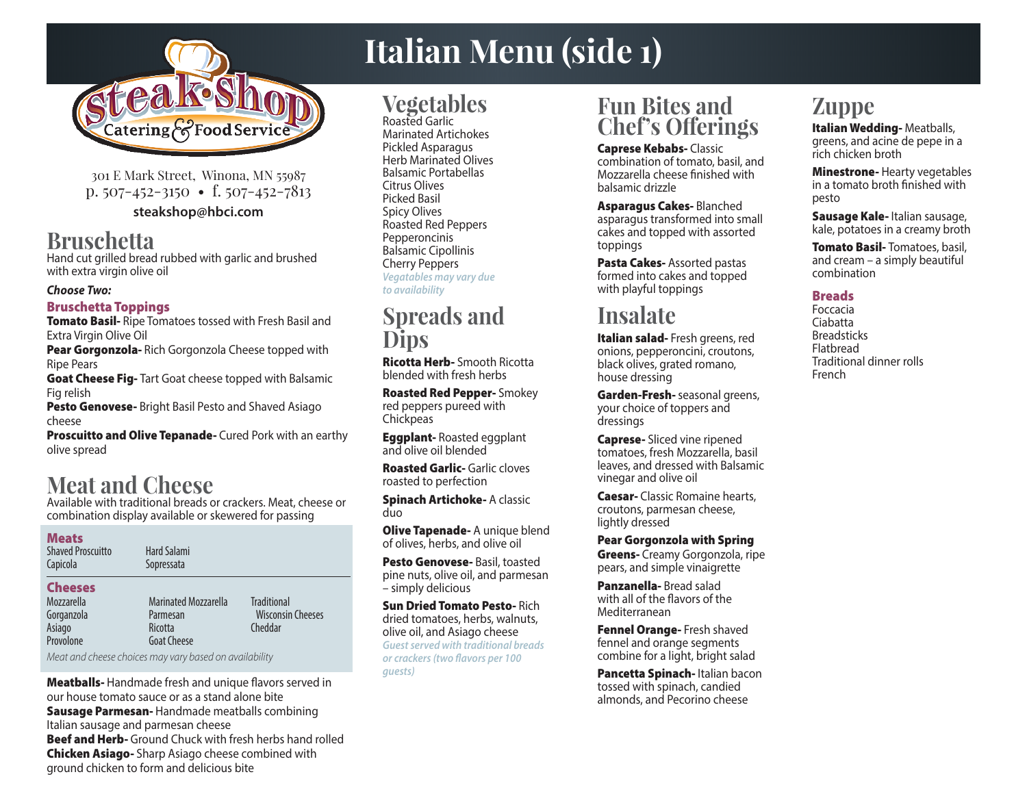# Italian Menu (side 1)

steak·shop Catering & Food Service

301 E Mark Street, Winona, MN 55987
p. 507-452-3150 • f. 507-452-7813
**steakshop@hbci.com**

## Bruschetta

Hand cut grilled bread rubbed with garlic and brushed with extra virgin olive oil

***Choose Two:***

### Bruschetta Toppings

**Tomato Basil-** Ripe Tomatoes tossed with Fresh Basil and Extra Virgin Olive Oil

**Pear Gorgonzola-** Rich Gorgonzola Cheese topped with Ripe Pears

**Goat Cheese Fig-** Tart Goat cheese topped with Balsamic Fig relish

**Pesto Genovese-** Bright Basil Pesto and Shaved Asiago cheese

**Proscuitto and Olive Tepanade-** Cured Pork with an earthy olive spread

## Meat and Cheese

Available with traditional breads or crackers. Meat, cheese or combination display available or skewered for passing

### Meats

| | |
|---|---|
| Shaved Proscuitto | Hard Salami |
| Capicola | Sopressata |

### Cheeses

| | | |
|---|---|---|
| Mozzarella | Marinated Mozzarella | Traditional Wisconsin Cheeses |
| Gorganzola | Parmesan | Cheddar |
| Asiago | Ricotta | |
| Provolone | Goat Cheese | |

*Meat and cheese choices may vary based on availability*

**Meatballs-** Handmade fresh and unique flavors served in our house tomato sauce or as a stand alone bite

**Sausage Parmesan-** Handmade meatballs combining Italian sausage and parmesan cheese

**Beef and Herb-** Ground Chuck with fresh herbs hand rolled

**Chicken Asiago-** Sharp Asiago cheese combined with ground chicken to form and delicious bite

## Vegetables

Roasted Garlic
Marinated Artichokes
Pickled Asparagus
Herb Marinated Olives
Balsamic Portabellas
Citrus Olives
Picked Basil
Spicy Olives
Roasted Red Peppers
Pepperoncinis
Balsamic Cipollinis
Cherry Peppers

*Vegatables may vary due to availability*

## Spreads and Dips

**Ricotta Herb-** Smooth Ricotta blended with fresh herbs

**Roasted Red Pepper-** Smokey red peppers pureed with Chickpeas

**Eggplant-** Roasted eggplant and olive oil blended

**Roasted Garlic-** Garlic cloves roasted to perfection

**Spinach Artichoke-** A classic duo

**Olive Tapenade-** A unique blend of olives, herbs, and olive oil

**Pesto Genovese-** Basil, toasted pine nuts, olive oil, and parmesan – simply delicious

**Sun Dried Tomato Pesto-** Rich dried tomatoes, herbs, walnuts, olive oil, and Asiago cheese

*Guest served with traditional breads or crackers (two flavors per 100 guests)*

## Fun Bites and Chef's Offerings

**Caprese Kebabs-** Classic combination of tomato, basil, and Mozzarella cheese finished with balsamic drizzle

**Asparagus Cakes-** Blanched asparagus transformed into small cakes and topped with assorted toppings

**Pasta Cakes-** Assorted pastas formed into cakes and topped with playful toppings

## Insalate

**Italian salad-** Fresh greens, red onions, pepperoncini, croutons, black olives, grated romano, house dressing

**Garden-Fresh-** seasonal greens, your choice of toppers and dressings

**Caprese-** Sliced vine ripened tomatoes, fresh Mozzarella, basil leaves, and dressed with Balsamic vinegar and olive oil

**Caesar-** Classic Romaine hearts, croutons, parmesan cheese, lightly dressed

**Pear Gorgonzola with Spring Greens-** Creamy Gorgonzola, ripe pears, and simple vinaigrette

**Panzanella-** Bread salad with all of the flavors of the Mediterranean

**Fennel Orange-** Fresh shaved fennel and orange segments combine for a light, bright salad

**Pancetta Spinach-** Italian bacon tossed with spinach, candied almonds, and Pecorino cheese

## Zuppe

**Italian Wedding-** Meatballs, greens, and acine de pepe in a rich chicken broth

**Minestrone-** Hearty vegetables in a tomato broth finished with pesto

**Sausage Kale-** Italian sausage, kale, potatoes in a creamy broth

**Tomato Basil-** Tomatoes, basil, and cream – a simply beautiful combination

### Breads

Foccacia
Ciabatta
Breadsticks
Flatbread
Traditional dinner rolls
French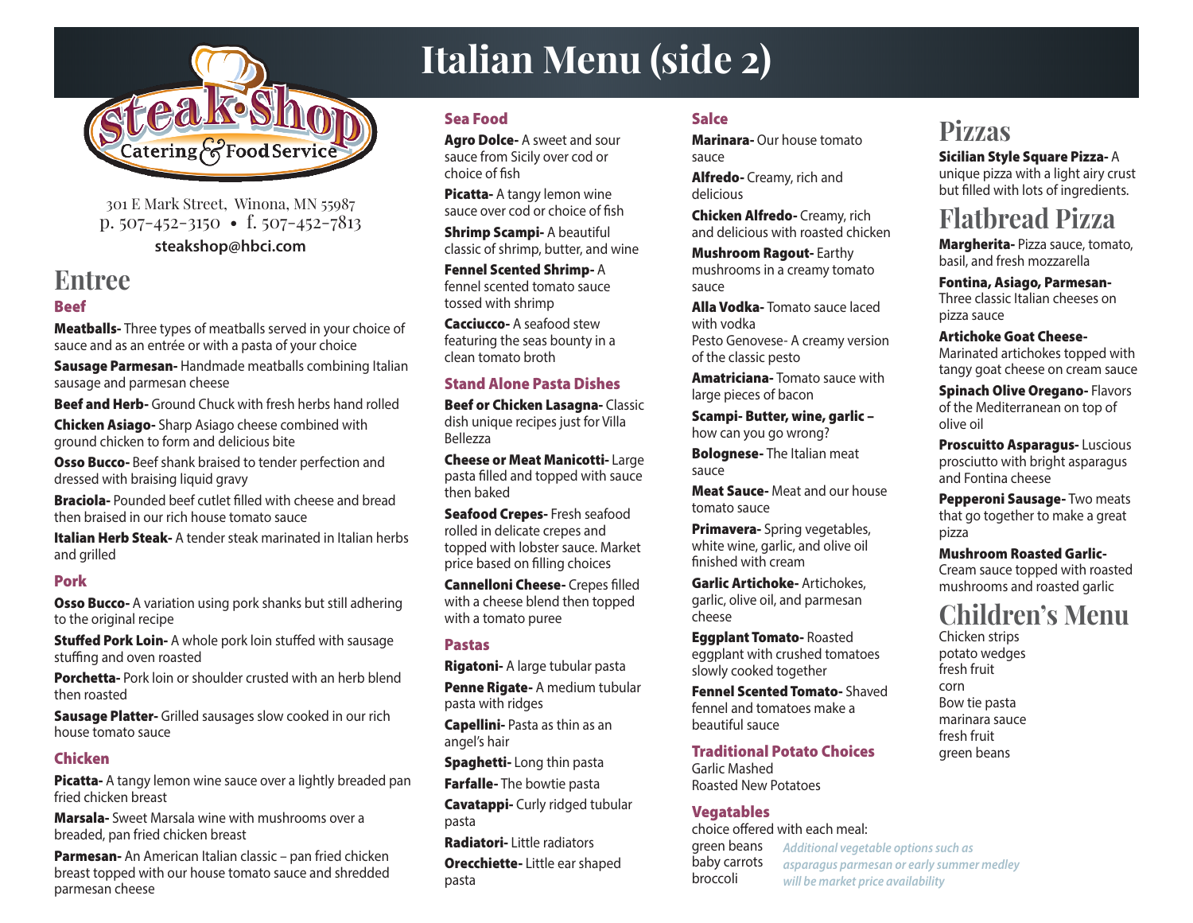// Italian Menu (side 2)

Steak Shop Catering & Food Service

301 E Mark Street, Winona, MN 55987
p. 507-452-3150 • f. 507-452-7813
steakshop@hbci.com

# Italian Menu (side 2)

## Entree

### Beef

**Meatballs-** Three types of meatballs served in your choice of sauce and as an entrée or with a pasta of your choice

**Sausage Parmesan-** Handmade meatballs combining Italian sausage and parmesan cheese

**Beef and Herb-** Ground Chuck with fresh herbs hand rolled

**Chicken Asiago-** Sharp Asiago cheese combined with ground chicken to form and delicious bite

**Osso Bucco-** Beef shank braised to tender perfection and dressed with braising liquid gravy

**Braciola-** Pounded beef cutlet filled with cheese and bread then braised in our rich house tomato sauce

**Italian Herb Steak-** A tender steak marinated in Italian herbs and grilled

### Pork

**Osso Bucco-** A variation using pork shanks but still adhering to the original recipe

**Stuffed Pork Loin-** A whole pork loin stuffed with sausage stuffing and oven roasted

**Porchetta-** Pork loin or shoulder crusted with an herb blend then roasted

**Sausage Platter-** Grilled sausages slow cooked in our rich house tomato sauce

### Chicken

**Picatta-** A tangy lemon wine sauce over a lightly breaded pan fried chicken breast

**Marsala-** Sweet Marsala wine with mushrooms over a breaded, pan fried chicken breast

**Parmesan-** An American Italian classic – pan fried chicken breast topped with our house tomato sauce and shredded parmesan cheese

### Sea Food

**Agro Dolce-** A sweet and sour sauce from Sicily over cod or choice of fish

**Picatta-** A tangy lemon wine sauce over cod or choice of fish

**Shrimp Scampi-** A beautiful classic of shrimp, butter, and wine

**Fennel Scented Shrimp-** A fennel scented tomato sauce tossed with shrimp

**Cacciucco-** A seafood stew featuring the seas bounty in a clean tomato broth

### Stand Alone Pasta Dishes

**Beef or Chicken Lasagna-** Classic dish unique recipes just for Villa Bellezza

**Cheese or Meat Manicotti-** Large pasta filled and topped with sauce then baked

**Seafood Crepes-** Fresh seafood rolled in delicate crepes and topped with lobster sauce. Market price based on filling choices

**Cannelloni Cheese-** Crepes filled with a cheese blend then topped with a tomato puree

### Pastas

**Rigatoni-** A large tubular pasta

**Penne Rigate-** A medium tubular pasta with ridges

**Capellini-** Pasta as thin as an angel's hair

**Spaghetti-** Long thin pasta

**Farfalle-** The bowtie pasta

**Cavatappi-** Curly ridged tubular pasta

**Radiatori-** Little radiators

**Orecchiette-** Little ear shaped pasta

### Salce

**Marinara-** Our house tomato sauce

**Alfredo-** Creamy, rich and delicious

**Chicken Alfredo-** Creamy, rich and delicious with roasted chicken

**Mushroom Ragout-** Earthy mushrooms in a creamy tomato sauce

**Alla Vodka-** Tomato sauce laced with vodka

Pesto Genovese- A creamy version of the classic pesto

**Amatriciana-** Tomato sauce with large pieces of bacon

**Scampi- Butter, wine, garlic –** how can you go wrong?

**Bolognese-** The Italian meat sauce

**Meat Sauce-** Meat and our house tomato sauce

**Primavera-** Spring vegetables, white wine, garlic, and olive oil finished with cream

**Garlic Artichoke-** Artichokes, garlic, olive oil, and parmesan cheese

**Eggplant Tomato-** Roasted eggplant with crushed tomatoes slowly cooked together

**Fennel Scented Tomato-** Shaved fennel and tomatoes make a beautiful sauce

### Traditional Potato Choices

Garlic Mashed
Roasted New Potatoes

### Vegatables

choice offered with each meal:

green beans
baby carrots
broccoli

*Additional vegetable options such as asparagus parmesan or early summer medley will be market price availability*

## Pizzas

**Sicilian Style Square Pizza-** A unique pizza with a light airy crust but filled with lots of ingredients.

## Flatbread Pizza

**Margherita-** Pizza sauce, tomato, basil, and fresh mozzarella

**Fontina, Asiago, Parmesan-** Three classic Italian cheeses on pizza sauce

**Artichoke Goat Cheese-** Marinated artichokes topped with tangy goat cheese on cream sauce

**Spinach Olive Oregano-** Flavors of the Mediterranean on top of olive oil

**Proscuitto Asparagus-** Luscious prosciutto with bright asparagus and Fontina cheese

**Pepperoni Sausage-** Two meats that go together to make a great pizza

**Mushroom Roasted Garlic-** Cream sauce topped with roasted mushrooms and roasted garlic

## Children's Menu

Chicken strips
potato wedges
fresh fruit
corn
Bow tie pasta
marinara sauce
fresh fruit
green beans